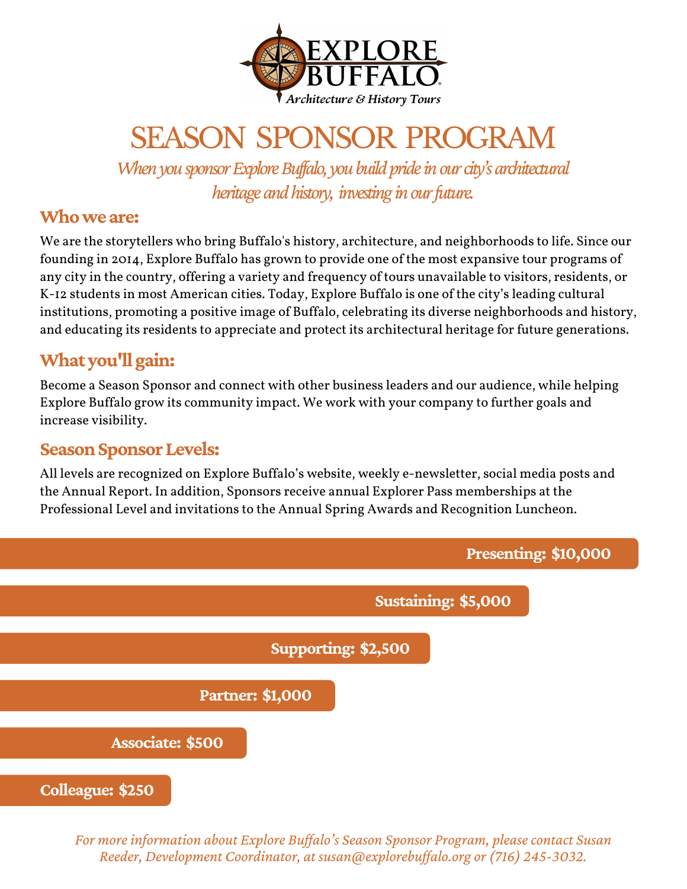# EXPLORE BUFFALO

*Architecture & History Tours*

# SEASON SPONSOR PROGRAM

*When you sponsor Explore Buffalo, you build pride in our city's architectural heritage and history, investing in our future.*

## Who we are:

We are the storytellers who bring Buffalo's history, architecture, and neighborhoods to life. Since our founding in 2014, Explore Buffalo has grown to provide one of the most expansive tour programs of any city in the country, offering a variety and frequency of tours unavailable to visitors, residents, or K-12 students in most American cities. Today, Explore Buffalo is one of the city's leading cultural institutions, promoting a positive image of Buffalo, celebrating its diverse neighborhoods and history, and educating its residents to appreciate and protect its architectural heritage for future generations.

## What you'll gain:

Become a Season Sponsor and connect with other business leaders and our audience, while helping Explore Buffalo grow its community impact. We work with your company to further goals and increase visibility.

## Season Sponsor Levels:

All levels are recognized on Explore Buffalo's website, weekly e-newsletter, social media posts and the Annual Report. In addition, Sponsors receive annual Explorer Pass memberships at the Professional Level and invitations to the Annual Spring Awards and Recognition Luncheon.

- **Presenting: $10,000**
- **Sustaining: $5,000**
- **Supporting: $2,500**
- **Partner: $1,000**
- **Associate: $500**
- **Colleague: $250**

*For more information about Explore Buffalo's Season Sponsor Program, please contact Susan Reeder, Development Coordinator, at susan@explorebuffalo.org or (716) 245-3032.*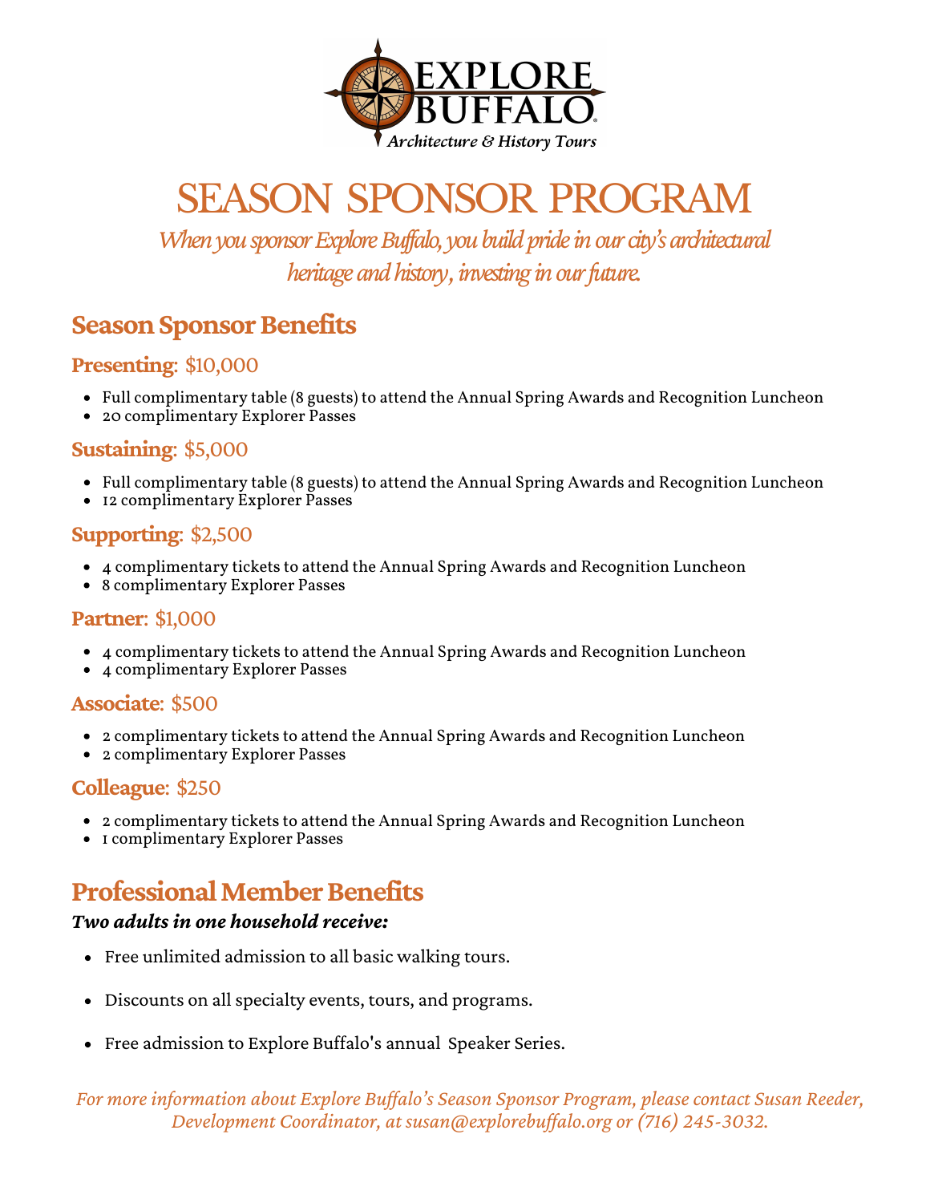# SEASON SPONSOR PROGRAM

*When you sponsor Explore Buffalo, you build pride in our city's architectural heritage and history, investing in our future.*

## Season Sponsor Benefits

### **Presenting**: $10,000

- Full complimentary table (8 guests) to attend the Annual Spring Awards and Recognition Luncheon
- 20 complimentary Explorer Passes

### **Sustaining**: $5,000

- Full complimentary table (8 guests) to attend the Annual Spring Awards and Recognition Luncheon
- 12 complimentary Explorer Passes

### **Supporting**: $2,500

- 4 complimentary tickets to attend the Annual Spring Awards and Recognition Luncheon
- 8 complimentary Explorer Passes

### **Partner**: $1,000

- 4 complimentary tickets to attend the Annual Spring Awards and Recognition Luncheon
- 4 complimentary Explorer Passes

### **Associate**: $500

- 2 complimentary tickets to attend the Annual Spring Awards and Recognition Luncheon
- 2 complimentary Explorer Passes

### **Colleague**: $250

- 2 complimentary tickets to attend the Annual Spring Awards and Recognition Luncheon
- 1 complimentary Explorer Passes

## Professional Member Benefits

***Two adults in one household receive:***

- Free unlimited admission to all basic walking tours.
- Discounts on all specialty events, tours, and programs.
- Free admission to Explore Buffalo's annual Speaker Series.

*For more information about Explore Buffalo's Season Sponsor Program, please contact Susan Reeder, Development Coordinator, at susan@explorebuffalo.org or (716) 245-3032.*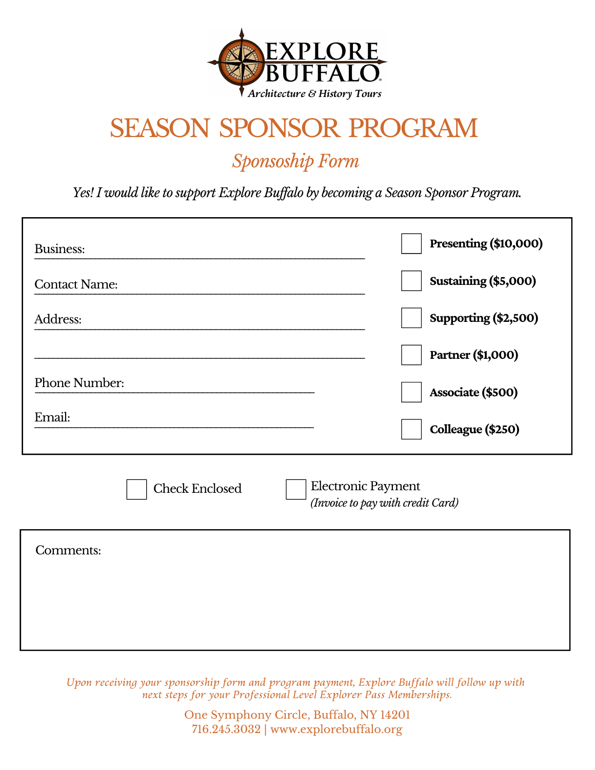EXPLORE BUFFALO

*Architecture & History Tours*

# SEASON SPONSOR PROGRAM

## *Sponsoship Form*

*Yes! I would like to support Explore Buffalo by becoming a Season Sponsor Program.*

Business: ______________________________

Contact Name: ______________________________

Address: ______________________________

______________________________

Phone Number: ______________________________

Email: ______________________________

- ☐ **Presenting ($10,000)**
- ☐ **Sustaining ($5,000)**
- ☐ **Supporting ($2,500)**
- ☐ **Partner ($1,000)**
- ☐ **Associate ($500)**
- ☐ **Colleague ($250)**

☐ Check Enclosed

☐ Electronic Payment
*(Invoice to pay with credit Card)*

Comments:

*Upon receiving your sponsorship form and program payment, Explore Buffalo will follow up with next steps for your Professional Level Explorer Pass Memberships.*

One Symphony Circle, Buffalo, NY 14201
716.245.3032 | www.explorebuffalo.org